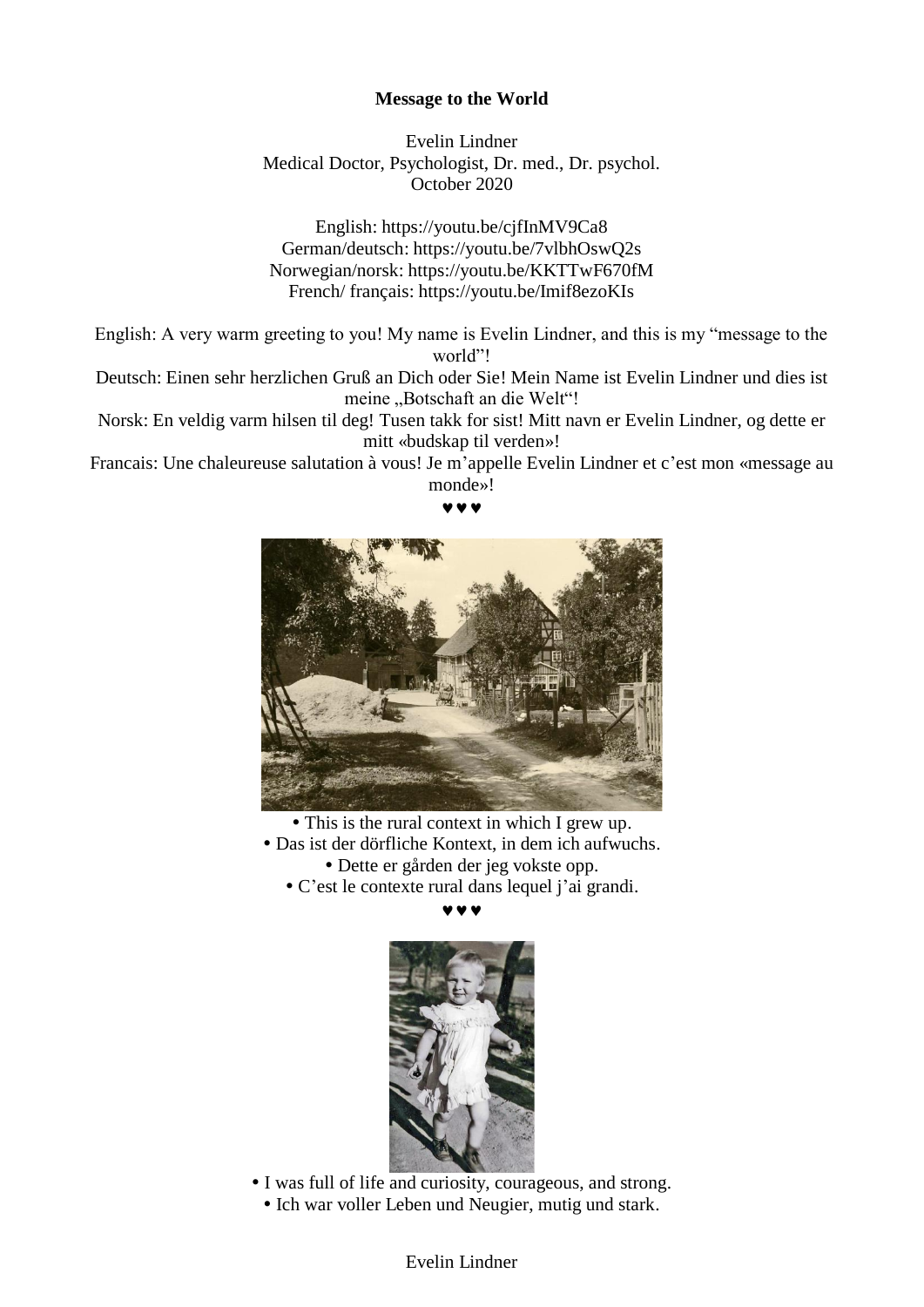**Message to the World**

Evelin Lindner
Medical Doctor, Psychologist, Dr. med., Dr. psychol.
October 2020

English: https://youtu.be/cjfInMV9Ca8
German/deutsch: https://youtu.be/7vlbhOswQ2s
Norwegian/norsk: https://youtu.be/KKTTwF670fM
French/ français: https://youtu.be/Imif8ezoKIs

English: A very warm greeting to you! My name is Evelin Lindner, and this is my "message to the world"!
Deutsch: Einen sehr herzlichen Gruß an Dich oder Sie! Mein Name ist Evelin Lindner und dies ist meine „Botschaft an die Welt"!
Norsk: En veldig varm hilsen til deg! Tusen takk for sist! Mitt navn er Evelin Lindner, og dette er mitt «budskap til verden»!
Francais: Une chaleureuse salutation à vous! Je m'appelle Evelin Lindner et c'est mon «message au monde»!

♥♥♥

- This is the rural context in which I grew up.
- Das ist der dörfliche Kontext, in dem ich aufwuchs.
- Dette er gården der jeg vokste opp.
- C'est le contexte rural dans lequel j'ai grandi.

♥♥♥

- I was full of life and curiosity, courageous, and strong.
- Ich war voller Leben und Neugier, mutig und stark.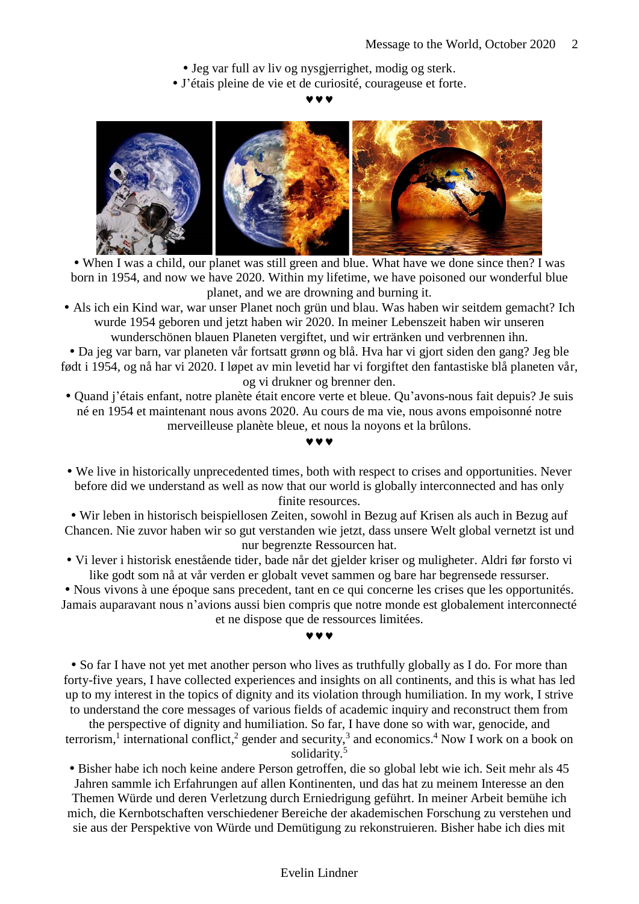• Jeg var full av liv og nysgjerrighet, modig og sterk.
• J'étais pleine de vie et de curiosité, courageuse et forte.

♥♥♥

• When I was a child, our planet was still green and blue. What have we done since then? I was born in 1954, and now we have 2020. Within my lifetime, we have poisoned our wonderful blue planet, and we are drowning and burning it.
• Als ich ein Kind war, war unser Planet noch grün und blau. Was haben wir seitdem gemacht? Ich wurde 1954 geboren und jetzt haben wir 2020. In meiner Lebenszeit haben wir unseren wunderschönen blauen Planeten vergiftet, und wir ertränken und verbrennen ihn.
• Da jeg var barn, var planeten vår fortsatt grønn og blå. Hva har vi gjort siden den gang? Jeg ble født i 1954, og nå har vi 2020. I løpet av min levetid har vi forgiftet den fantastiske blå planeten vår, og vi drukner og brenner den.
• Quand j'étais enfant, notre planète était encore verte et bleue. Qu'avons-nous fait depuis? Je suis né en 1954 et maintenant nous avons 2020. Au cours de ma vie, nous avons empoisonné notre merveilleuse planète bleue, et nous la noyons et la brûlons.

♥♥♥

• We live in historically unprecedented times, both with respect to crises and opportunities. Never before did we understand as well as now that our world is globally interconnected and has only finite resources.
• Wir leben in historisch beispiellosen Zeiten, sowohl in Bezug auf Krisen als auch in Bezug auf Chancen. Nie zuvor haben wir so gut verstanden wie jetzt, dass unsere Welt global vernetzt ist und nur begrenzte Ressourcen hat.
• Vi lever i historisk enestående tider, bade når det gjelder kriser og muligheter. Aldri før forsto vi like godt som nå at vår verden er globalt vevet sammen og bare har begrensede ressurser.
• Nous vivons à une époque sans precedent, tant en ce qui concerne les crises que les opportunités. Jamais auparavant nous n'avions aussi bien compris que notre monde est globalement interconnecté et ne dispose que de ressources limitées.

♥♥♥

• So far I have not yet met another person who lives as truthfully globally as I do. For more than forty-five years, I have collected experiences and insights on all continents, and this is what has led up to my interest in the topics of dignity and its violation through humiliation. In my work, I strive to understand the core messages of various fields of academic inquiry and reconstruct them from the perspective of dignity and humiliation. So far, I have done so with war, genocide, and terrorism,[1] international conflict,[2] gender and security,[3] and economics.[4] Now I work on a book on solidarity.[5]
• Bisher habe ich noch keine andere Person getroffen, die so global lebt wie ich. Seit mehr als 45 Jahren sammle ich Erfahrungen auf allen Kontinenten, und das hat zu meinem Interesse an den Themen Würde und deren Verletzung durch Erniedrigung geführt. In meiner Arbeit bemühe ich mich, die Kernbotschaften verschiedener Bereiche der akademischen Forschung zu verstehen und sie aus der Perspektive von Würde und Demütigung zu rekonstruieren. Bisher habe ich dies mit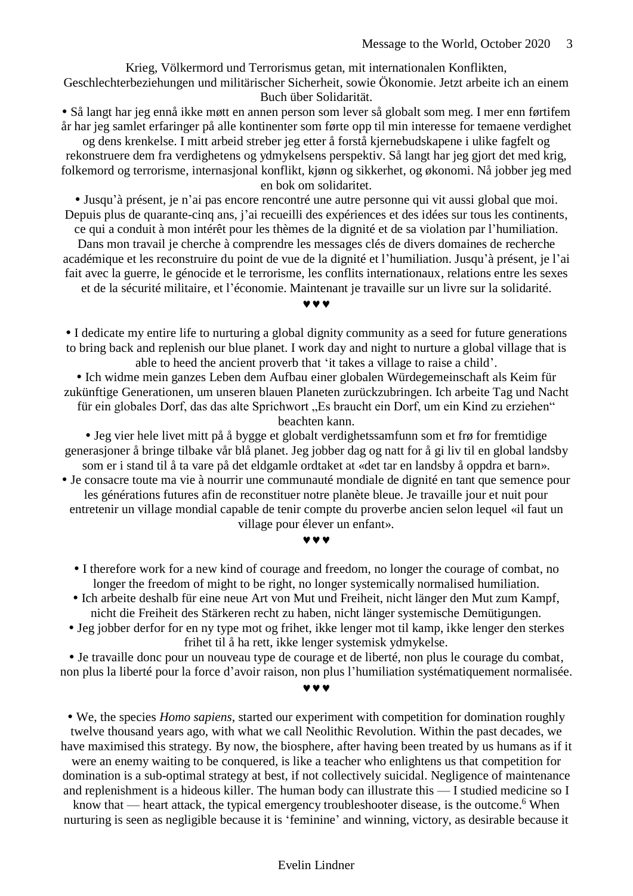Krieg, Völkermord und Terrorismus getan, mit internationalen Konflikten, Geschlechterbeziehungen und militärischer Sicherheit, sowie Ökonomie. Jetzt arbeite ich an einem Buch über Solidarität.

• Så langt har jeg ennå ikke møtt en annen person som lever så globalt som meg. I mer enn førtifem år har jeg samlet erfaringer på alle kontinenter som førte opp til min interesse for temaene verdighet og dens krenkelse. I mitt arbeid streber jeg etter å forstå kjernebudskapene i ulike fagfelt og rekonstruere dem fra verdighetens og ydmykelsens perspektiv. Så langt har jeg gjort det med krig, folkemord og terrorisme, internasjonal konflikt, kjønn og sikkerhet, og økonomi. Nå jobber jeg med en bok om solidaritet.

• Jusqu'à présent, je n'ai pas encore rencontré une autre personne qui vit aussi global que moi. Depuis plus de quarante-cinq ans, j'ai recueilli des expériences et des idées sur tous les continents, ce qui a conduit à mon intérêt pour les thèmes de la dignité et de sa violation par l'humiliation. Dans mon travail je cherche à comprendre les messages clés de divers domaines de recherche académique et les reconstruire du point de vue de la dignité et l'humiliation. Jusqu'à présent, je l'ai fait avec la guerre, le génocide et le terrorisme, les conflits internationaux, relations entre les sexes et de la sécurité militaire, et l'économie. Maintenant je travaille sur un livre sur la solidarité.

♥♥♥

• I dedicate my entire life to nurturing a global dignity community as a seed for future generations to bring back and replenish our blue planet. I work day and night to nurture a global village that is able to heed the ancient proverb that 'it takes a village to raise a child'.

• Ich widme mein ganzes Leben dem Aufbau einer globalen Würdegemeinschaft als Keim für zukünftige Generationen, um unseren blauen Planeten zurückzubringen. Ich arbeite Tag und Nacht für ein globales Dorf, das das alte Sprichwort „Es braucht ein Dorf, um ein Kind zu erziehen" beachten kann.

• Jeg vier hele livet mitt på å bygge et globalt verdighetssamfunn som et frø for fremtidige generasjoner å bringe tilbake vår blå planet. Jeg jobber dag og natt for å gi liv til en global landsby som er i stand til å ta vare på det eldgamle ordtaket at «det tar en landsby å oppdra et barn».

• Je consacre toute ma vie à nourrir une communauté mondiale de dignité en tant que semence pour les générations futures afin de reconstituer notre planète bleue. Je travaille jour et nuit pour entretenir un village mondial capable de tenir compte du proverbe ancien selon lequel «il faut un village pour élever un enfant».

♥♥♥

• I therefore work for a new kind of courage and freedom, no longer the courage of combat, no longer the freedom of might to be right, no longer systemically normalised humiliation.

• Ich arbeite deshalb für eine neue Art von Mut und Freiheit, nicht länger den Mut zum Kampf, nicht die Freiheit des Stärkeren recht zu haben, nicht länger systemische Demütigungen.

• Jeg jobber derfor for en ny type mot og frihet, ikke lenger mot til kamp, ikke lenger den sterkes frihet til å ha rett, ikke lenger systemisk ydmykelse.

• Je travaille donc pour un nouveau type de courage et de liberté, non plus le courage du combat, non plus la liberté pour la force d'avoir raison, non plus l'humiliation systématiquement normalisée.

♥♥♥

• We, the species *Homo sapiens*, started our experiment with competition for domination roughly twelve thousand years ago, with what we call Neolithic Revolution. Within the past decades, we have maximised this strategy. By now, the biosphere, after having been treated by us humans as if it were an enemy waiting to be conquered, is like a teacher who enlightens us that competition for domination is a sub-optimal strategy at best, if not collectively suicidal. Negligence of maintenance and replenishment is a hideous killer. The human body can illustrate this — I studied medicine so I know that — heart attack, the typical emergency troubleshooter disease, is the outcome.[6] When nurturing is seen as negligible because it is 'feminine' and winning, victory, as desirable because it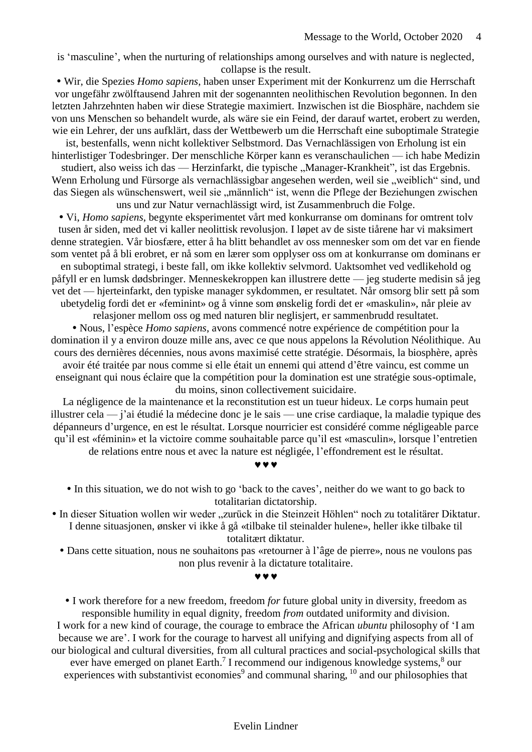is 'masculine', when the nurturing of relationships among ourselves and with nature is neglected, collapse is the result.

• Wir, die Spezies *Homo sapiens*, haben unser Experiment mit der Konkurrenz um die Herrschaft vor ungefähr zwölftausend Jahren mit der sogenannten neolithischen Revolution begonnen. In den letzten Jahrzehnten haben wir diese Strategie maximiert. Inzwischen ist die Biosphäre, nachdem sie von uns Menschen so behandelt wurde, als wäre sie ein Feind, der darauf wartet, erobert zu werden, wie ein Lehrer, der uns aufklärt, dass der Wettbewerb um die Herrschaft eine suboptimale Strategie ist, bestenfalls, wenn nicht kollektiver Selbstmord. Das Vernachlässigen von Erholung ist ein hinterlistiger Todesbringer. Der menschliche Körper kann es veranschaulichen — ich habe Medizin studiert, also weiss ich das — Herzinfarkt, die typische „Manager-Krankheit", ist das Ergebnis. Wenn Erholung und Fürsorge als vernachlässigbar angesehen werden, weil sie „weiblich" sind, und das Siegen als wünschenswert, weil sie „männlich" ist, wenn die Pflege der Beziehungen zwischen uns und zur Natur vernachlässigt wird, ist Zusammenbruch die Folge.

• Vi, *Homo sapiens*, begynte eksperimentet vårt med konkurranse om dominans for omtrent tolv tusen år siden, med det vi kaller neolittisk revolusjon. I løpet av de siste tiårene har vi maksimert denne strategien. Vår biosfære, etter å ha blitt behandlet av oss mennesker som om det var en fiende som ventet på å bli erobret, er nå som en lærer som opplyser oss om at konkurranse om dominans er en suboptimal strategi, i beste fall, om ikke kollektiv selvmord. Uaktsomhet ved vedlikehold og påfyll er en lumsk dødsbringer. Menneskekroppen kan illustrere dette — jeg studerte medisin så jeg vet det — hjerteinfarkt, den typiske manager sykdommen, er resultatet. Når omsorg blir sett på som ubetydelig fordi det er «feminint» og å vinne som ønskelig fordi det er «maskulin», når pleie av relasjoner mellom oss og med naturen blir neglisjert, er sammenbrudd resultatet.

• Nous, l'espèce *Homo sapiens*, avons commencé notre expérience de compétition pour la domination il y a environ douze mille ans, avec ce que nous appelons la Révolution Néolithique. Au cours des dernières décennies, nous avons maximisé cette stratégie. Désormais, la biosphère, après avoir été traitée par nous comme si elle était un ennemi qui attend d'être vaincu, est comme un enseignant qui nous éclaire que la compétition pour la domination est une stratégie sous-optimale, du moins, sinon collectivement suicidaire.

La négligence de la maintenance et la reconstitution est un tueur hideux. Le corps humain peut illustrer cela — j'ai étudié la médecine donc je le sais — une crise cardiaque, la maladie typique des dépanneurs d'urgence, en est le résultat. Lorsque nourricier est considéré comme négligeable parce qu'il est «féminin» et la victoire comme souhaitable parce qu'il est «masculin», lorsque l'entretien de relations entre nous et avec la nature est négligée, l'effondrement est le résultat.

♥♥♥

• In this situation, we do not wish to go 'back to the caves', neither do we want to go back to totalitarian dictatorship.

• In dieser Situation wollen wir weder „zurück in die Steinzeit Höhlen" noch zu totalitärer Diktatur.

I denne situasjonen, ønsker vi ikke å gå «tilbake til steinalder hulene», heller ikke tilbake til totalitært diktatur.

• Dans cette situation, nous ne souhaitons pas «retourner à l'âge de pierre», nous ne voulons pas non plus revenir à la dictature totalitaire.

♥♥♥

• I work therefore for a new freedom, freedom *for* future global unity in diversity, freedom as responsible humility in equal dignity, freedom *from* outdated uniformity and division.

I work for a new kind of courage, the courage to embrace the African *ubuntu* philosophy of 'I am because we are'. I work for the courage to harvest all unifying and dignifying aspects from all of our biological and cultural diversities, from all cultural practices and social-psychological skills that ever have emerged on planet Earth.[7] I recommend our indigenous knowledge systems,[8] our experiences with substantivist economies[9] and communal sharing, [10] and our philosophies that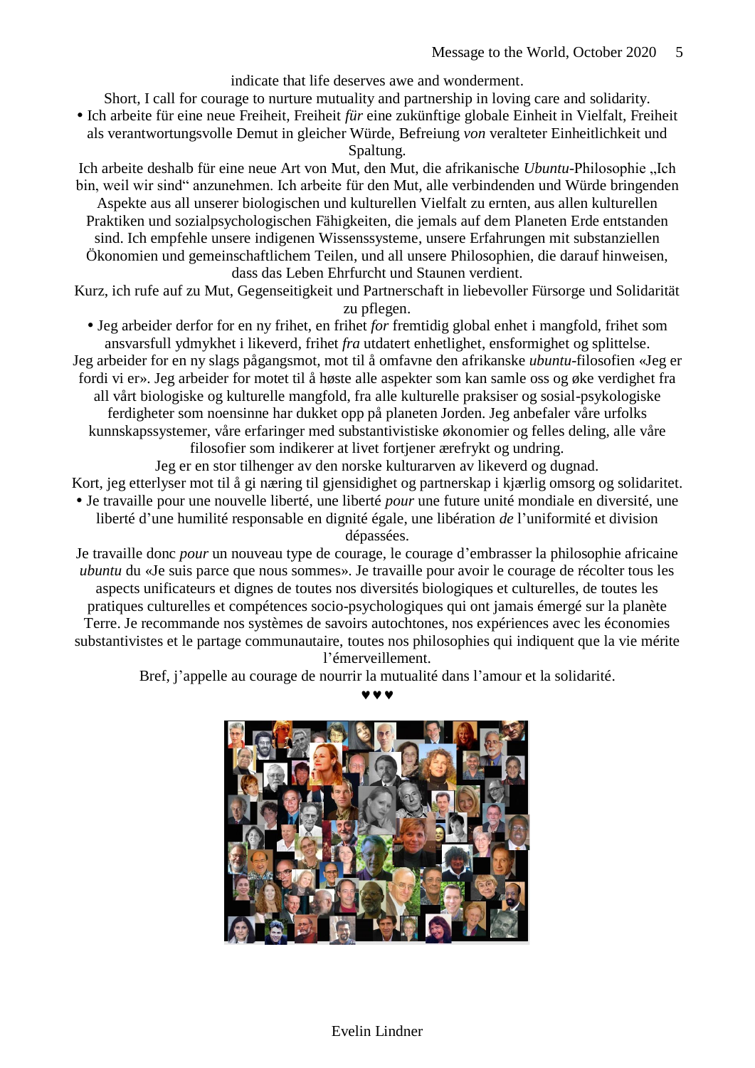indicate that life deserves awe and wonderment.

Short, I call for courage to nurture mutuality and partnership in loving care and solidarity.

• Ich arbeite für eine neue Freiheit, Freiheit *für* eine zukünftige globale Einheit in Vielfalt, Freiheit als verantwortungsvolle Demut in gleicher Würde, Befreiung *von* veralteter Einheitlichkeit und Spaltung.

Ich arbeite deshalb für eine neue Art von Mut, den Mut, die afrikanische *Ubuntu*-Philosophie „Ich bin, weil wir sind" anzunehmen. Ich arbeite für den Mut, alle verbindenden und Würde bringenden Aspekte aus all unserer biologischen und kulturellen Vielfalt zu ernten, aus allen kulturellen Praktiken und sozialpsychologischen Fähigkeiten, die jemals auf dem Planeten Erde entstanden sind. Ich empfehle unsere indigenen Wissenssysteme, unsere Erfahrungen mit substanziellen Ökonomien und gemeinschaftlichem Teilen, und all unsere Philosophien, die darauf hinweisen, dass das Leben Ehrfurcht und Staunen verdient.

Kurz, ich rufe auf zu Mut, Gegenseitigkeit und Partnerschaft in liebevoller Fürsorge und Solidarität zu pflegen.

• Jeg arbeider derfor for en ny frihet, en frihet *for* fremtidig global enhet i mangfold, frihet som ansvarsfull ydmykhet i likeverd, frihet *fra* utdatert enhetlighet, ensformighet og splittelse.

Jeg arbeider for en ny slags pågangsmot, mot til å omfavne den afrikanske *ubuntu*-filosofien «Jeg er fordi vi er». Jeg arbeider for motet til å høste alle aspekter som kan samle oss og øke verdighet fra all vårt biologiske og kulturelle mangfold, fra alle kulturelle praksiser og sosial-psykologiske ferdigheter som noensinne har dukket opp på planeten Jorden. Jeg anbefaler våre urfolks kunnskapssystemer, våre erfaringer med substantivistiske økonomier og felles deling, alle våre filosofier som indikerer at livet fortjener ærefrykt og undring.

Jeg er en stor tilhenger av den norske kulturarven av likeverd og dugnad.

Kort, jeg etterlyser mot til å gi næring til gjensidighet og partnerskap i kjærlig omsorg og solidaritet.

• Je travaille pour une nouvelle liberté, une liberté *pour* une future unité mondiale en diversité, une liberté d'une humilité responsable en dignité égale, une libération *de* l'uniformité et division dépassées.

Je travaille donc *pour* un nouveau type de courage, le courage d'embrasser la philosophie africaine *ubuntu* du «Je suis parce que nous sommes». Je travaille pour avoir le courage de récolter tous les aspects unificateurs et dignes de toutes nos diversités biologiques et culturelles, de toutes les pratiques culturelles et compétences socio-psychologiques qui ont jamais émergé sur la planète Terre. Je recommande nos systèmes de savoirs autochtones, nos expériences avec les économies substantivistes et le partage communautaire, toutes nos philosophies qui indiquent que la vie mérite l'émerveillement.

Bref, j'appelle au courage de nourrir la mutualité dans l'amour et la solidarité.

♥♥♥

Evelin Lindner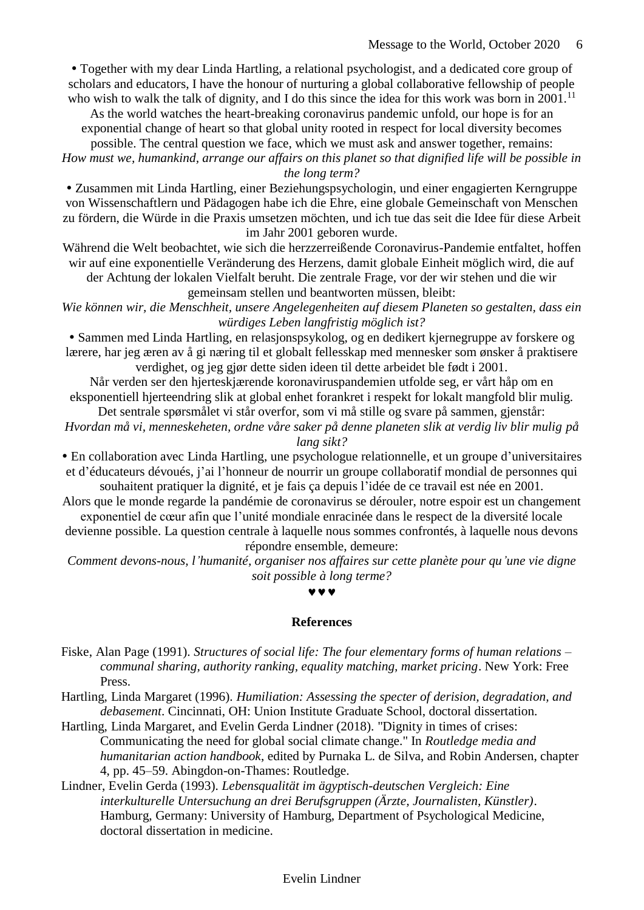• Together with my dear Linda Hartling, a relational psychologist, and a dedicated core group of scholars and educators, I have the honour of nurturing a global collaborative fellowship of people who wish to walk the talk of dignity, and I do this since the idea for this work was born in 2001.[11]

As the world watches the heart-breaking coronavirus pandemic unfold, our hope is for an exponential change of heart so that global unity rooted in respect for local diversity becomes possible. The central question we face, which we must ask and answer together, remains:

*How must we, humankind, arrange our affairs on this planet so that dignified life will be possible in the long term?*

• Zusammen mit Linda Hartling, einer Beziehungspsychologin, und einer engagierten Kerngruppe von Wissenschaftlern und Pädagogen habe ich die Ehre, eine globale Gemeinschaft von Menschen zu fördern, die Würde in die Praxis umsetzen möchten, und ich tue das seit die Idee für diese Arbeit im Jahr 2001 geboren wurde.

Während die Welt beobachtet, wie sich die herzzerreißende Coronavirus-Pandemie entfaltet, hoffen wir auf eine exponentielle Veränderung des Herzens, damit globale Einheit möglich wird, die auf der Achtung der lokalen Vielfalt beruht. Die zentrale Frage, vor der wir stehen und die wir gemeinsam stellen und beantworten müssen, bleibt:

*Wie können wir, die Menschheit, unsere Angelegenheiten auf diesem Planeten so gestalten, dass ein würdiges Leben langfristig möglich ist?*

• Sammen med Linda Hartling, en relasjonspsykolog, og en dedikert kjernegruppe av forskere og lærere, har jeg æren av å gi næring til et globalt fellesskap med mennesker som ønsker å praktisere verdighet, og jeg gjør dette siden ideen til dette arbeidet ble født i 2001.

Når verden ser den hjerteskjærende koronaviruspandemien utfolde seg, er vårt håp om en eksponentiell hjerteendring slik at global enhet forankret i respekt for lokalt mangfold blir mulig. Det sentrale spørsmålet vi står overfor, som vi må stille og svare på sammen, gjenstår:

*Hvordan må vi, menneskeheten, ordne våre saker på denne planeten slik at verdig liv blir mulig på lang sikt?*

• En collaboration avec Linda Hartling, une psychologue relationnelle, et un groupe d'universitaires et d'éducateurs dévoués, j'ai l'honneur de nourrir un groupe collaboratif mondial de personnes qui souhaitent pratiquer la dignité, et je fais ça depuis l'idée de ce travail est née en 2001.

Alors que le monde regarde la pandémie de coronavirus se dérouler, notre espoir est un changement exponentiel de cœur afin que l'unité mondiale enracinée dans le respect de la diversité locale devienne possible. La question centrale à laquelle nous sommes confrontés, à laquelle nous devons répondre ensemble, demeure:

*Comment devons-nous, l'humanité, organiser nos affaires sur cette planète pour qu'une vie digne soit possible à long terme?*

♥♥♥

## References

Fiske, Alan Page (1991). *Structures of social life: The four elementary forms of human relations – communal sharing, authority ranking, equality matching, market pricing*. New York: Free Press.

Hartling, Linda Margaret (1996). *Humiliation: Assessing the specter of derision, degradation, and debasement*. Cincinnati, OH: Union Institute Graduate School, doctoral dissertation.

Hartling, Linda Margaret, and Evelin Gerda Lindner (2018). "Dignity in times of crises: Communicating the need for global social climate change." In *Routledge media and humanitarian action handbook*, edited by Purnaka L. de Silva, and Robin Andersen, chapter 4, pp. 45–59. Abingdon-on-Thames: Routledge.

Lindner, Evelin Gerda (1993). *Lebensqualität im ägyptisch-deutschen Vergleich: Eine interkulturelle Untersuchung an drei Berufsgruppen (Ärzte, Journalisten, Künstler)*. Hamburg, Germany: University of Hamburg, Department of Psychological Medicine, doctoral dissertation in medicine.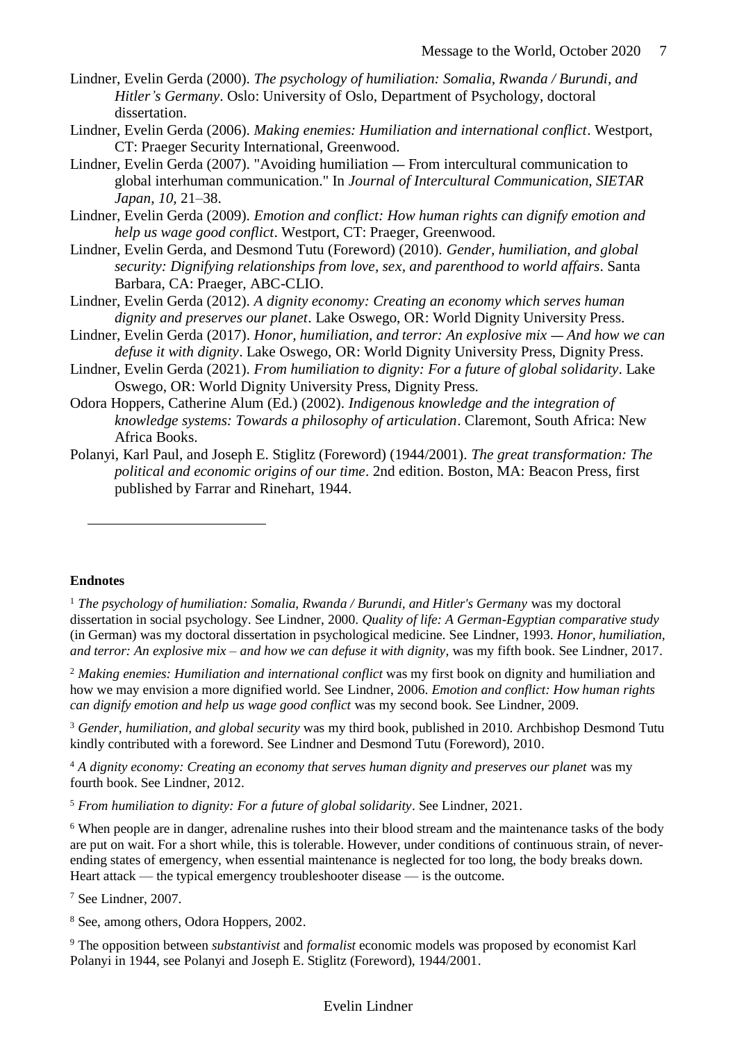Lindner, Evelin Gerda (2000). *The psychology of humiliation: Somalia, Rwanda / Burundi, and Hitler's Germany*. Oslo: University of Oslo, Department of Psychology, doctoral dissertation.

Lindner, Evelin Gerda (2006). *Making enemies: Humiliation and international conflict*. Westport, CT: Praeger Security International, Greenwood.

Lindner, Evelin Gerda (2007). "Avoiding humiliation — From intercultural communication to global interhuman communication." In *Journal of Intercultural Communication, SIETAR Japan, 10*, 21–38.

Lindner, Evelin Gerda (2009). *Emotion and conflict: How human rights can dignify emotion and help us wage good conflict*. Westport, CT: Praeger, Greenwood.

Lindner, Evelin Gerda, and Desmond Tutu (Foreword) (2010). *Gender, humiliation, and global security: Dignifying relationships from love, sex, and parenthood to world affairs*. Santa Barbara, CA: Praeger, ABC-CLIO.

Lindner, Evelin Gerda (2012). *A dignity economy: Creating an economy which serves human dignity and preserves our planet*. Lake Oswego, OR: World Dignity University Press.

Lindner, Evelin Gerda (2017). *Honor, humiliation, and terror: An explosive mix — And how we can defuse it with dignity*. Lake Oswego, OR: World Dignity University Press, Dignity Press.

Lindner, Evelin Gerda (2021). *From humiliation to dignity: For a future of global solidarity*. Lake Oswego, OR: World Dignity University Press, Dignity Press.

Odora Hoppers, Catherine Alum (Ed.) (2002). *Indigenous knowledge and the integration of knowledge systems: Towards a philosophy of articulation*. Claremont, South Africa: New Africa Books.

Polanyi, Karl Paul, and Joseph E. Stiglitz (Foreword) (1944/2001). *The great transformation: The political and economic origins of our time*. 2nd edition. Boston, MA: Beacon Press, first published by Farrar and Rinehart, 1944.

---

**Endnotes**

[1] *The psychology of humiliation: Somalia, Rwanda / Burundi, and Hitler's Germany* was my doctoral dissertation in social psychology. See Lindner, 2000. *Quality of life: A German-Egyptian comparative study* (in German) was my doctoral dissertation in psychological medicine. See Lindner, 1993. *Honor, humiliation, and terror: An explosive mix – and how we can defuse it with dignity*, was my fifth book. See Lindner, 2017.

[2] *Making enemies: Humiliation and international conflict* was my first book on dignity and humiliation and how we may envision a more dignified world. See Lindner, 2006. *Emotion and conflict: How human rights can dignify emotion and help us wage good conflict* was my second book. See Lindner, 2009.

[3] *Gender, humiliation, and global security* was my third book, published in 2010. Archbishop Desmond Tutu kindly contributed with a foreword. See Lindner and Desmond Tutu (Foreword), 2010.

[4] *A dignity economy: Creating an economy that serves human dignity and preserves our planet* was my fourth book. See Lindner, 2012.

[5] *From humiliation to dignity: For a future of global solidarity*. See Lindner, 2021.

[6] When people are in danger, adrenaline rushes into their blood stream and the maintenance tasks of the body are put on wait. For a short while, this is tolerable. However, under conditions of continuous strain, of never-ending states of emergency, when essential maintenance is neglected for too long, the body breaks down. Heart attack — the typical emergency troubleshooter disease — is the outcome.

[7] See Lindner, 2007.

[8] See, among others, Odora Hoppers, 2002.

[9] The opposition between *substantivist* and *formalist* economic models was proposed by economist Karl Polanyi in 1944, see Polanyi and Joseph E. Stiglitz (Foreword), 1944/2001.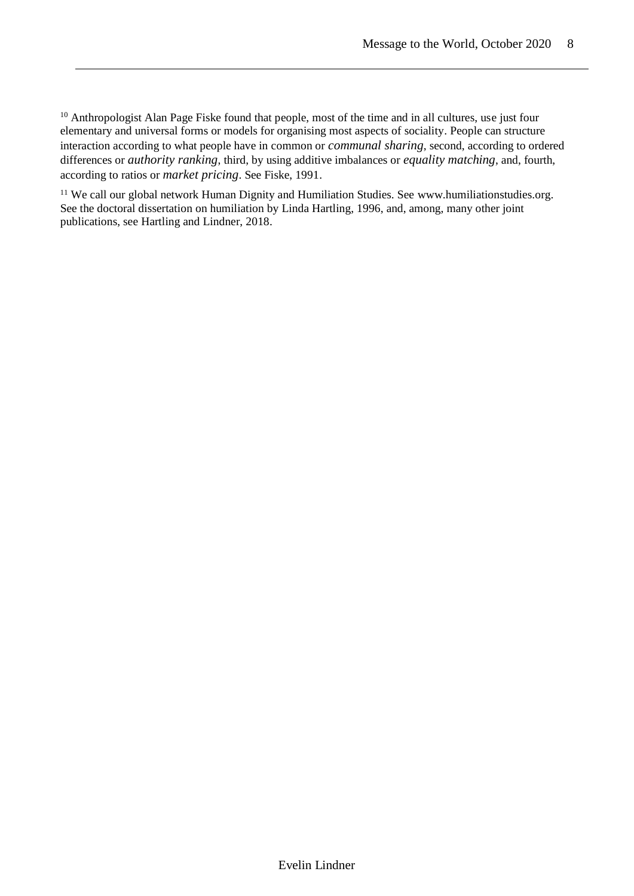[10] Anthropologist Alan Page Fiske found that people, most of the time and in all cultures, use just four elementary and universal forms or models for organising most aspects of sociality. People can structure interaction according to what people have in common or *communal sharing*, second, according to ordered differences or *authority ranking*, third, by using additive imbalances or *equality matching*, and, fourth, according to ratios or *market pricing*. See Fiske, 1991.

[11] We call our global network Human Dignity and Humiliation Studies. See www.humiliationstudies.org. See the doctoral dissertation on humiliation by Linda Hartling, 1996, and, among, many other joint publications, see Hartling and Lindner, 2018.